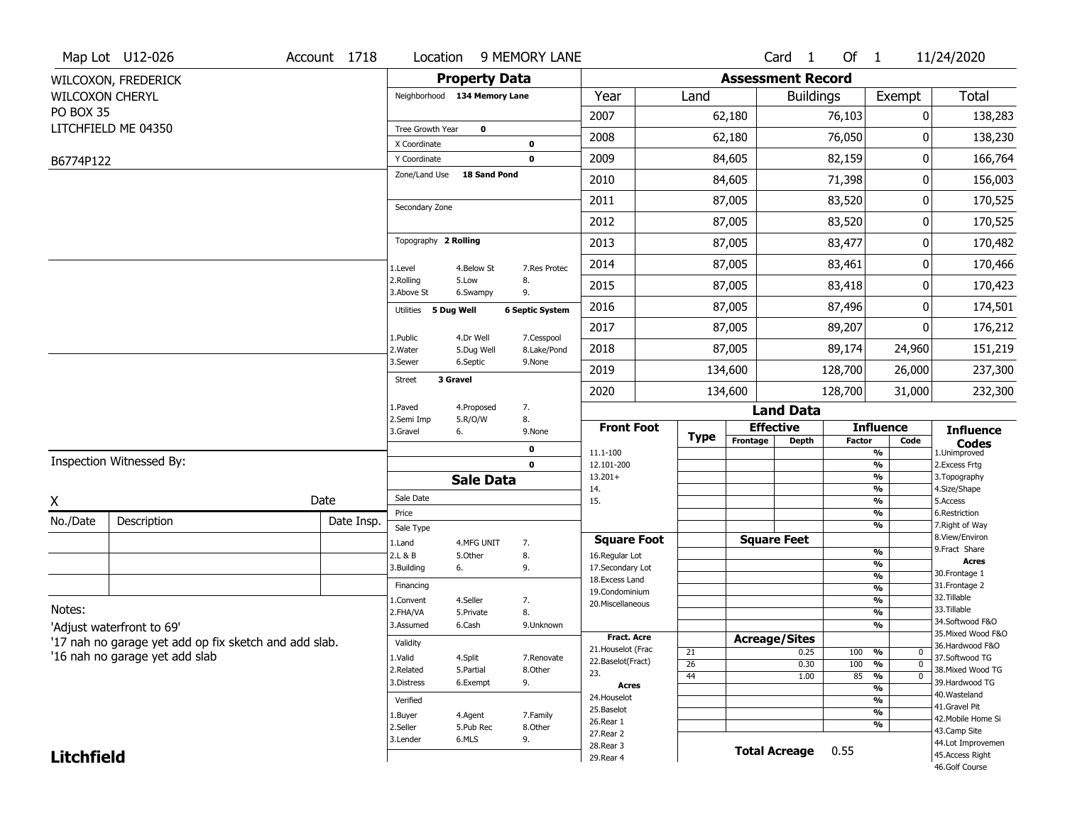Map Lot U12-026 | Account 1718 | Location 9 MEMORY LANE | Card 1 Of 1 | 11/24/2020

WILCOXON, FREDERICK
WILCOXON CHERYL
PO BOX 35
LITCHFIELD ME 04350

B6774P122

## Property Data

| | | |
|---|---|---|
| Neighborhood | 134 Memory Lane | |
| Tree Growth Year | 0 | |
| X Coordinate | | 0 |
| Y Coordinate | | 0 |
| Zone/Land Use | 18 Sand Pond | |
| Secondary Zone | | |
| Topography | 2 Rolling | |
| 1.Level | 4.Below St | 7.Res Protec |
| 2.Rolling | 5.Low | 8. |
| 3.Above St | 6.Swampy | 9. |
| Utilities | 5 Dug Well | 6 Septic System |
| 1.Public | 4.Dr Well | 7.Cesspool |
| 2.Water | 5.Dug Well | 8.Lake/Pond |
| 3.Sewer | 6.Septic | 9.None |
| Street | 3 Gravel | |
| 1.Paved | 4.Proposed | 7. |
| 2.Semi Imp | 5.R/O/W | 8. |
| 3.Gravel | 6. | 9.None |
| | | 0 |
| | | 0 |

## Sale Data

| | | |
|---|---|---|
| Sale Date | | |
| Price | | |
| Sale Type | | |
| 1.Land | 4.MFG UNIT | 7. |
| 2.L & B | 5.Other | 8. |
| 3.Building | 6. | 9. |
| Financing | | |
| 1.Convent | 4.Seller | 7. |
| 2.FHA/VA | 5.Private | 8. |
| 3.Assumed | 6.Cash | 9.Unknown |
| Validity | | |
| 1.Valid | 4.Split | 7.Renovate |
| 2.Related | 5.Partial | 8.Other |
| 3.Distress | 6.Exempt | 9. |
| Verified | | |
| 1.Buyer | 4.Agent | 7.Family |
| 2.Seller | 5.Pub Rec | 8.Other |
| 3.Lender | 6.MLS | 9. |

## Assessment Record

| Year | Land | Buildings | Exempt | Total |
|---|---|---|---|---|
| 2007 | 62,180 | 76,103 | 0 | 138,283 |
| 2008 | 62,180 | 76,050 | 0 | 138,230 |
| 2009 | 84,605 | 82,159 | 0 | 166,764 |
| 2010 | 84,605 | 71,398 | 0 | 156,003 |
| 2011 | 87,005 | 83,520 | 0 | 170,525 |
| 2012 | 87,005 | 83,520 | 0 | 170,525 |
| 2013 | 87,005 | 83,477 | 0 | 170,482 |
| 2014 | 87,005 | 83,461 | 0 | 170,466 |
| 2015 | 87,005 | 83,418 | 0 | 170,423 |
| 2016 | 87,005 | 87,496 | 0 | 174,501 |
| 2017 | 87,005 | 89,207 | 0 | 176,212 |
| 2018 | 87,005 | 89,174 | 24,960 | 151,219 |
| 2019 | 134,600 | 128,700 | 26,000 | 237,300 |
| 2020 | 134,600 | 128,700 | 31,000 | 232,300 |

## Land Data

| Front Foot | Type | Effective Frontage | Effective Depth | Influence Factor | Influence Code |
|---|---|---|---|---|---|
| 11.1-100 | | | | % | |
| 12.101-200 | | | | % | |
| 13.201+ | | | | % | |
| 14. | | | | % | |
| 15. | | | | % | |
| | | | | % | |
| | | | | % | |

| Square Foot | Square Feet | | |
|---|---|---|---|
| 16.Regular Lot | | % | |
| 17.Secondary Lot | | % | |
| 18.Excess Land | | % | |
| 19.Condominium | | % | |
| 20.Miscellaneous | | % | |
| | | % | |
| | | % | |

| Fract. Acre / Acres | Type | Acreage/Sites | Factor | Code |
|---|---|---|---|---|
| 21.Houselot (Frac | 21 | 0.25 | 100 % | 0 |
| 22.Baselot(Fract) | 26 | 0.30 | 100 % | 0 |
| 23. | 44 | 1.00 | 85 % | 0 |
| 24.Houselot | | | % | |
| 25.Baselot | | | % | |
| 26.Rear 1 | | | % | |
| 27.Rear 2 | | | % | |
| 28.Rear 3 | | | | |
| 29.Rear 4 | | | | |

**Total Acreage** 0.55

**Influence Codes**
1.Unimproved
2.Excess Frtg
3.Topography
4.Size/Shape
5.Access
6.Restriction
7.Right of Way
8.View/Environ
9.Fract Share

**Acres**
30.Frontage 1
31.Frontage 2
32.Tillable
33.Tillable
34.Softwood F&O
35.Mixed Wood F&O
36.Hardwood F&O
37.Softwood TG
38.Mixed Wood TG
39.Hardwood TG
40.Wasteland
41.Gravel Pit
42.Mobile Home Si
43.Camp Site
44.Lot Improvemen
45.Access Right
46.Golf Course

Inspection Witnessed By:

X ______________________ Date

| No./Date | Description | Date Insp. |
|---|---|---|
| | | |
| | | |
| | | |

Notes:
'Adjust waterfront to 69'
'17 nah no garage yet add op fix sketch and add slab.
'16 nah no garage yet add slab

**Litchfield**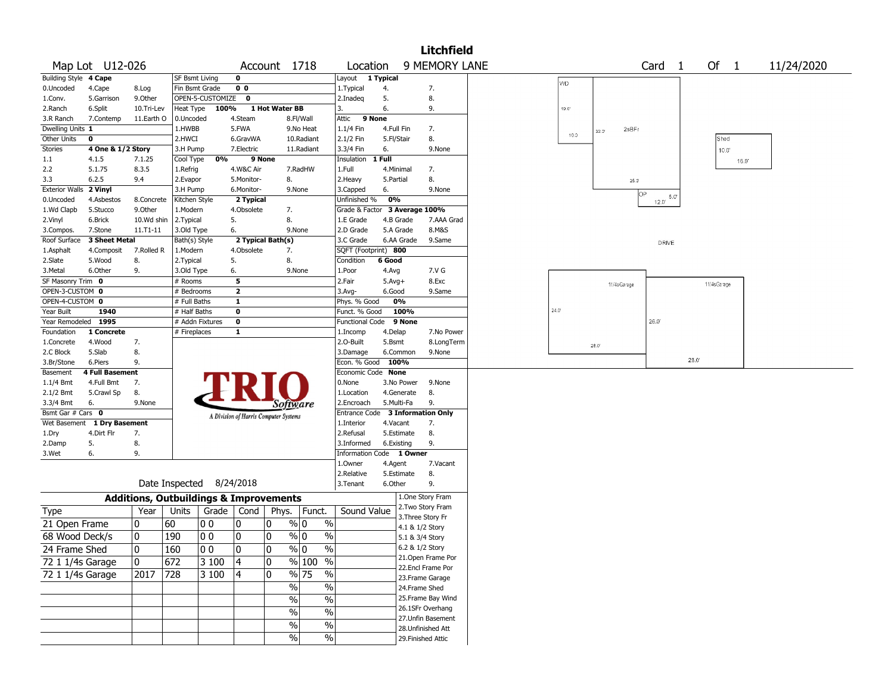# Litchfield

**Map Lot** U12-026 **Account** 1718 **Location** 9 MEMORY LANE **Card** 1 **Of** 1 11/24/2020

| Building Style | 4 Cape | | SF Bsmt Living | 0 | | Layout | 1 Typical | |
|---|---|---|---|---|---|---|---|---|
| 0.Uncoded | 4.Cape | 8.Log | Fin Bsmt Grade | 0 0 | | 1.Typical | 4. | 7. |
| 1.Conv. | 5.Garrison | 9.Other | OPEN-5-CUSTOMIZE | 0 | | 2.Inadeq | 5. | 8. |
| 2.Ranch | 6.Split | 10.Tri-Lev | Heat Type 100% | 1 Hot Water BB | | 3. | 6. | 9. |
| 3.R Ranch | 7.Contemp | 11.Earth O | 0.Uncoded | 4.Steam | 8.Fl/Wall | Attic | 9 None | |
| Dwelling Units | 1 | | 1.HWBB | 5.FWA | 9.No Heat | 1.1/4 Fin | 4.Full Fin | 7. |
| Other Units | 0 | | 2.HWCI | 6.GravWA | 10.Radiant | 2.1/2 Fin | 5.Fl/Stair | 8. |
| Stories | 4 One & 1/2 Story | | 3.H Pump | 7.Electric | 11.Radiant | 3.3/4 Fin | 6. | 9.None |
| 1.1 | 4.1.5 | 7.1.25 | Cool Type 0% | 9 None | | Insulation | 1 Full | |
| 2.2 | 5.1.75 | 8.3.5 | 1.Refrig | 4.W&C Air | 7.RadHW | 1.Full | 4.Minimal | 7. |
| 3.3 | 6.2.5 | 9.4 | 2.Evapor | 5.Monitor- | 8. | 2.Heavy | 5.Partial | 8. |
| Exterior Walls | 2 Vinyl | | 3.H Pump | 6.Monitor- | 9.None | 3.Capped | 6. | 9.None |
| 0.Uncoded | 4.Asbestos | 8.Concrete | Kitchen Style | 2 Typical | | Unfinished % | 0% | |
| 1.Wd Clapb | 5.Stucco | 9.Other | 1.Modern | 4.Obsolete | 7. | Grade & Factor | 3 Average 100% | |
| 2.Vinyl | 6.Brick | 10.Wd shin | 2.Typical | 5. | 8. | 1.E Grade | 4.B Grade | 7.AAA Grad |
| 3.Compos. | 7.Stone | 11.T1-11 | 3.Old Type | 6. | 9.None | 2.D Grade | 5.A Grade | 8.M&S |
| Roof Surface | 3 Sheet Metal | | Bath(s) Style | 2 Typical Bath(s) | | 3.C Grade | 6.AA Grade | 9.Same |
| 1.Asphalt | 4.Composit | 7.Rolled R | 1.Modern | 4.Obsolete | 7. | SQFT (Footprint) | 800 | |
| 2.Slate | 5.Wood | 8. | 2.Typical | 5. | 8. | Condition | 6 Good | |
| 3.Metal | 6.Other | 9. | 3.Old Type | 6. | 9.None | 1.Poor | 4.Avg | 7.V G |
| SF Masonry Trim | 0 | | # Rooms | 5 | | 2.Fair | 5.Avg+ | 8.Exc |
| OPEN-3-CUSTOM | 0 | | # Bedrooms | 2 | | 3.Avg- | 6.Good | 9.Same |
| OPEN-4-CUSTOM | 0 | | # Full Baths | 1 | | Phys. % Good | 0% | |
| Year Built | 1940 | | # Half Baths | 0 | | Funct. % Good | 100% | |
| Year Remodeled | 1995 | | # Addn Fixtures | 0 | | Functional Code | 9 None | |
| Foundation | 1 Concrete | | # Fireplaces | 1 | | 1.Incomp | 4.Delap | 7.No Power |
| 1.Concrete | 4.Wood | 7. | | | | 2.O-Built | 5.Bsmt | 8.LongTerm |
| 2.C Block | 5.Slab | 8. | | | | 3.Damage | 6.Common | 9.None |
| 3.Br/Stone | 6.Piers | 9. | | | | Econ. % Good | 100% | |
| Basement | 4 Full Basement | | | | | Economic Code | None | |
| 1.1/4 Bmt | 4.Full Bmt | 7. | | | | 0.None | 3.No Power | 9.None |
| 2.1/2 Bmt | 5.Crawl Sp | 8. | | | | 1.Location | 4.Generate | 8. |
| 3.3/4 Bmt | 6. | 9.None | | | | 2.Encroach | 5.Multi-Fa | 9. |
| Bsmt Gar # Cars | 0 | | | | | Entrance Code | 3 Information Only | |
| Wet Basement | 1 Dry Basement | | | | | 1.Interior | 4.Vacant | 7. |
| 1.Dry | 4.Dirt Flr | 7. | | | | 2.Refusal | 5.Estimate | 8. |
| 2.Damp | 5. | 8. | | | | 3.Informed | 6.Existing | 9. |
| 3.Wet | 6. | 9. | | | | Information Code | 1 Owner | |
| | | | | | | 1.Owner | 4.Agent | 7.Vacant |
| | | | | | | 2.Relative | 5.Estimate | 8. |
| | | | Date Inspected | 8/24/2018 | | 3.Tenant | 6.Other | 9. |

TRIO Software — A Division of Harris Computer Systems

## Additions, Outbuildings & Improvements

| Type | Year | Units | Grade | Cond | Phys. | Funct. | Sound Value |
|---|---|---|---|---|---|---|---|
| 21 Open Frame | 0 | 60 | 0 0 | 0 | 0 % | 0 % | |
| 68 Wood Deck/s | 0 | 190 | 0 0 | 0 | 0 % | 0 % | |
| 24 Frame Shed | 0 | 160 | 0 0 | 0 | 0 % | 0 % | |
| 72 1 1/4s Garage | 0 | 672 | 3 100 | 4 | 0 % | 100 % | |
| 72 1 1/4s Garage | 2017 | 728 | 3 100 | 4 | 0 % | 75 % | |
| | | | | | % | % | |
| | | | | | % | % | |
| | | | | | % | % | |
| | | | | | % | % | |
| | | | | | % | % | |

1.One Story Fram
2.Two Story Fram
3.Three Story Fr
4.1 & 1/2 Story
5.1 & 3/4 Story
6.2 & 1/2 Story
21.Open Frame Por
22.Encl Frame Por
23.Frame Garage
24.Frame Shed
25.Frame Bay Wind
26.1SFr Overhang
27.Unfin Basement
28.Unfinished Att
29.Finished Attic

WD 19.0' 10.0' 32.0' 2sBFr 25.0' OP 12.0' 5.0' Shed 10.0' 16.0' DRIVE 11/4sGarage 24.0' 28.0' 26.0' 11/4sGarage 28.0'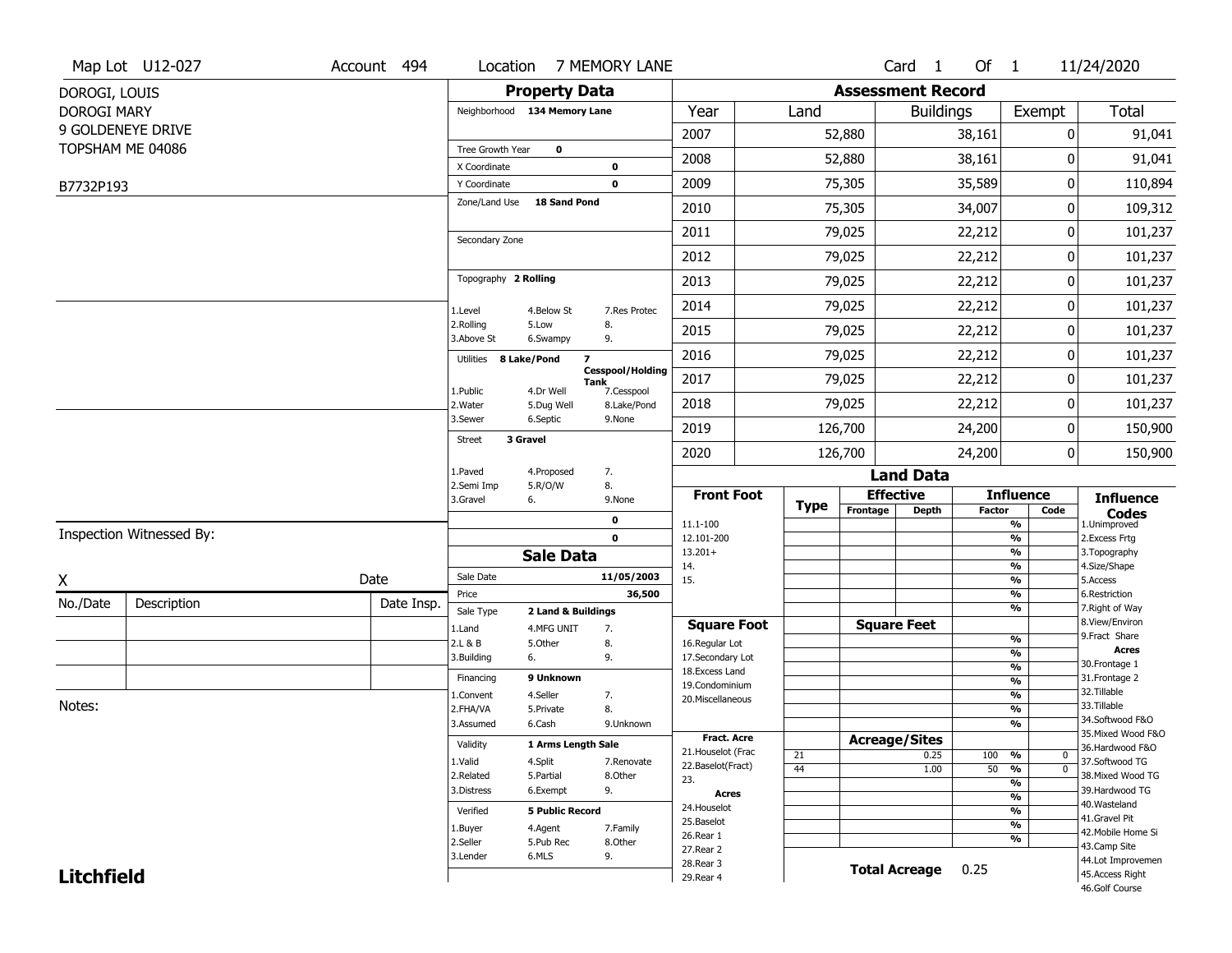Map Lot U12-027 | Account 494 | Location 7 MEMORY LANE | Card 1 Of 1 | 11/24/2020

DOROGI, LOUIS
DOROGI MARY
9 GOLDENEYE DRIVE
TOPSHAM ME 04086

B7732P193

## Property Data

| | |
|---|---|
| Neighborhood | 134 Memory Lane |
| Tree Growth Year | 0 |
| X Coordinate | 0 |
| Y Coordinate | 0 |
| Zone/Land Use | 18 Sand Pond |
| Secondary Zone | |
| Topography | 2 Rolling |
| Utilities | 8 Lake/Pond, 7 Cesspool/Holding Tank |
| Street | 3 Gravel |

Topography codes: 1.Level, 2.Rolling, 3.Above St, 4.Below St, 5.Low, 6.Swampy, 7.Res Protec, 8., 9.

Utilities codes: 1.Public, 2.Water, 3.Sewer, 4.Dr Well, 5.Dug Well, 6.Septic, 7.Cesspool, 8.Lake/Pond, 9.None

Street codes: 1.Paved, 2.Semi Imp, 3.Gravel, 4.Proposed, 5.R/O/W, 6., 7., 8., 9.None

## Sale Data

| | |
|---|---|
| Sale Date | 11/05/2003 |
| Price | 36,500 |
| Sale Type | 2 Land & Buildings |
| Financing | 9 Unknown |
| Validity | 1 Arms Length Sale |
| Verified | 5 Public Record |

Sale Type codes: 1.Land, 2.L & B, 3.Building, 4.MFG UNIT, 5.Other, 6., 7., 8., 9.

Financing codes: 1.Convent, 2.FHA/VA, 3.Assumed, 4.Seller, 5.Private, 6.Cash, 7., 8., 9.Unknown

Validity codes: 1.Valid, 2.Related, 3.Distress, 4.Split, 5.Partial, 6.Exempt, 7.Renovate, 8.Other, 9.

Verified codes: 1.Buyer, 2.Seller, 3.Lender, 4.Agent, 5.Pub Rec, 6.MLS, 7.Family, 8.Other, 9.

## Assessment Record

| Year | Land | Buildings | Exempt | Total |
|---|---|---|---|---|
| 2007 | 52,880 | 38,161 | 0 | 91,041 |
| 2008 | 52,880 | 38,161 | 0 | 91,041 |
| 2009 | 75,305 | 35,589 | 0 | 110,894 |
| 2010 | 75,305 | 34,007 | 0 | 109,312 |
| 2011 | 79,025 | 22,212 | 0 | 101,237 |
| 2012 | 79,025 | 22,212 | 0 | 101,237 |
| 2013 | 79,025 | 22,212 | 0 | 101,237 |
| 2014 | 79,025 | 22,212 | 0 | 101,237 |
| 2015 | 79,025 | 22,212 | 0 | 101,237 |
| 2016 | 79,025 | 22,212 | 0 | 101,237 |
| 2017 | 79,025 | 22,212 | 0 | 101,237 |
| 2018 | 79,025 | 22,212 | 0 | 101,237 |
| 2019 | 126,700 | 24,200 | 0 | 150,900 |
| 2020 | 126,700 | 24,200 | 0 | 150,900 |

## Land Data

| Type | Effective Frontage | Effective Depth / Acreage | Influence Factor | Influence Code |
|---|---|---|---|---|
| 21 | | 0.25 | 100 % | 0 |
| 44 | | 1.00 | 50 % | 0 |

Front Foot: 11.1-100, 12.101-200, 13.201+, 14., 15.

Square Foot: 16.Regular Lot, 17.Secondary Lot, 18.Excess Land, 19.Condominium, 20.Miscellaneous

Fract. Acre: 21.Houselot (Frac, 22.Baselot(Fract), 23.

Acres: 24.Houselot, 25.Baselot, 26.Rear 1, 27.Rear 2, 28.Rear 3, 29.Rear 4

**Total Acreage** 0.25

Influence Codes: 1.Unimproved, 2.Excess Frtg, 3.Topography, 4.Size/Shape, 5.Access, 6.Restriction, 7.Right of Way, 8.View/Environ, 9.Fract Share

Acres: 30.Frontage 1, 31.Frontage 2, 32.Tillable, 33.Tillable, 34.Softwood F&O, 35.Mixed Wood F&O, 36.Hardwood F&O, 37.Softwood TG, 38.Mixed Wood TG, 39.Hardwood TG, 40.Wasteland, 41.Gravel Pit, 42.Mobile Home Si, 43.Camp Site, 44.Lot Improvemen, 45.Access Right, 46.Golf Course

Inspection Witnessed By:

X _______________ Date

| No./Date | Description | Date Insp. |
|---|---|---|
| | | |
| | | |
| | | |

Notes:

**Litchfield**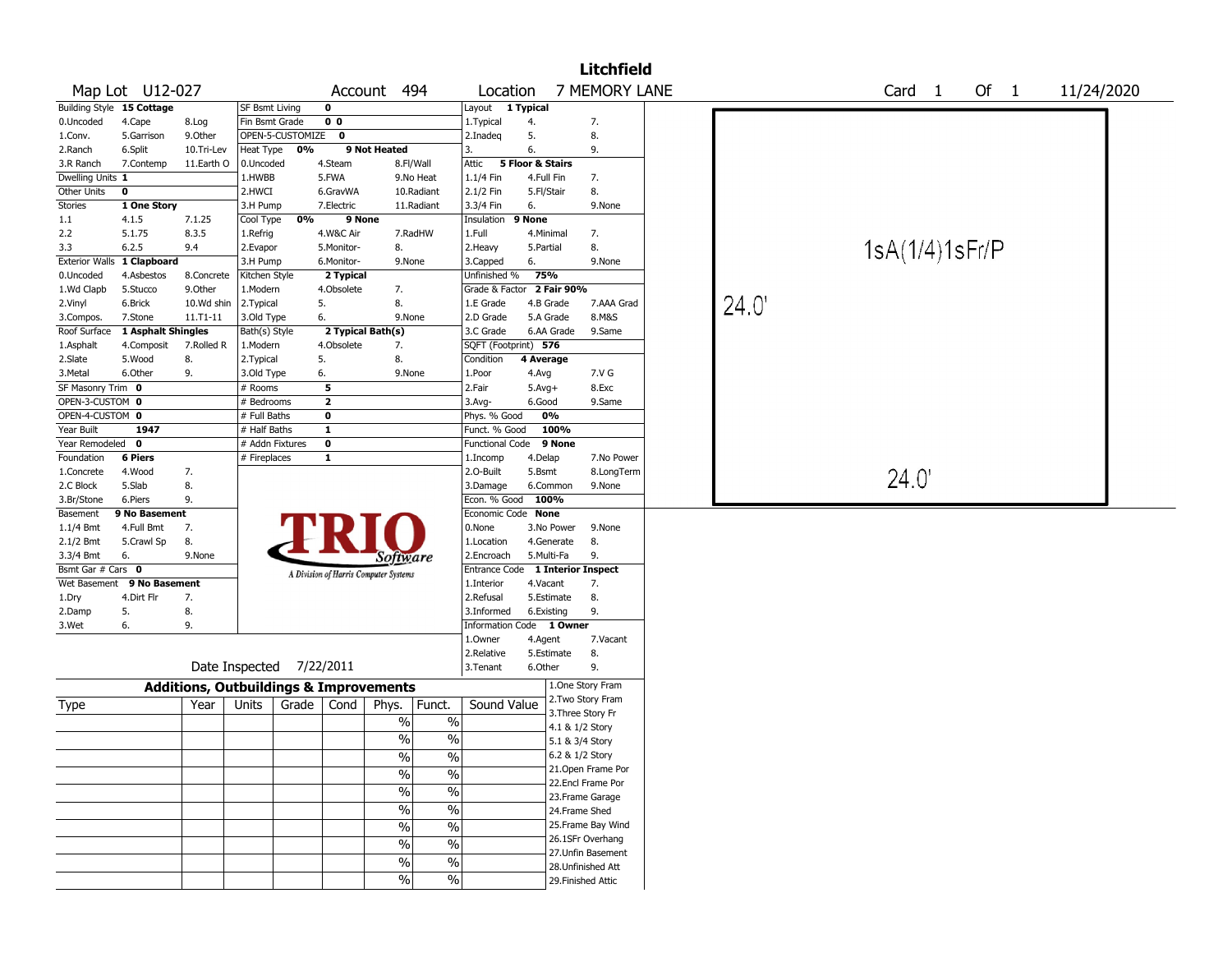# Litchfield

**Map Lot** U12-027 **Account** 494 **Location** 7 MEMORY LANE **Card** 1 **Of** 1 11/24/2020

| Building Style | 15 Cottage | | SF Bsmt Living | 0 | | Layout | 1 Typical | |
|---|---|---|---|---|---|---|---|---|
| 0.Uncoded | 4.Cape | 8.Log | Fin Bsmt Grade | 0 0 | | 1.Typical | 4. | 7. |
| 1.Conv. | 5.Garrison | 9.Other | OPEN-5-CUSTOMIZE | 0 | | 2.Inadeq | 5. | 8. |
| 2.Ranch | 6.Split | 10.Tri-Lev | Heat Type 0% | 9 Not Heated | | 3. | 6. | 9. |
| 3.R Ranch | 7.Contemp | 11.Earth O | 0.Uncoded | 4.Steam | 8.Fl/Wall | Attic | 5 Floor & Stairs | |
| Dwelling Units | 1 | | 1.HWBB | 5.FWA | 9.No Heat | 1.1/4 Fin | 4.Full Fin | 7. |
| Other Units | 0 | | 2.HWCI | 6.GravWA | 10.Radiant | 2.1/2 Fin | 5.Fl/Stair | 8. |
| Stories | 1 One Story | | 3.H Pump | 7.Electric | 11.Radiant | 3.3/4 Fin | 6. | 9.None |
| 1.1 | 4.1.5 | 7.1.25 | Cool Type 0% | 9 None | | Insulation | 9 None | |
| 2.2 | 5.1.75 | 8.3.5 | 1.Refrig | 4.W&C Air | 7.RadHW | 1.Full | 4.Minimal | 7. |
| 3.3 | 6.2.5 | 9.4 | 2.Evapor | 5.Monitor- | 8. | 2.Heavy | 5.Partial | 8. |
| Exterior Walls | 1 Clapboard | | 3.H Pump | 6.Monitor- | 9.None | 3.Capped | 6. | 9.None |
| 0.Uncoded | 4.Asbestos | 8.Concrete | Kitchen Style | 2 Typical | | Unfinished % | 75% | |
| 1.Wd Clapb | 5.Stucco | 9.Other | 1.Modern | 4.Obsolete | 7. | Grade & Factor | 2 Fair 90% | |
| 2.Vinyl | 6.Brick | 10.Wd shin | 2.Typical | 5. | 8. | 1.E Grade | 4.B Grade | 7.AAA Grad |
| 3.Compos. | 7.Stone | 11.T1-11 | 3.Old Type | 6. | 9.None | 2.D Grade | 5.A Grade | 8.M&S |
| Roof Surface | 1 Asphalt Shingles | | Bath(s) Style | 2 Typical Bath(s) | | 3.C Grade | 6.AA Grade | 9.Same |
| 1.Asphalt | 4.Composit | 7.Rolled R | 1.Modern | 4.Obsolete | 7. | SQFT (Footprint) | 576 | |
| 2.Slate | 5.Wood | 8. | 2.Typical | 5. | 8. | Condition | 4 Average | |
| 3.Metal | 6.Other | 9. | 3.Old Type | 6. | 9.None | 1.Poor | 4.Avg | 7.V G |
| SF Masonry Trim | 0 | | # Rooms | 5 | | 2.Fair | 5.Avg+ | 8.Exc |
| OPEN-3-CUSTOM | 0 | | # Bedrooms | 2 | | 3.Avg- | 6.Good | 9.Same |
| OPEN-4-CUSTOM | 0 | | # Full Baths | 0 | | Phys. % Good | 0% | |
| Year Built | 1947 | | # Half Baths | 1 | | Funct. % Good | 100% | |
| Year Remodeled | 0 | | # Addn Fixtures | 0 | | Functional Code | 9 None | |
| Foundation | 6 Piers | | # Fireplaces | 1 | | 1.Incomp | 4.Delap | 7.No Power |
| 1.Concrete | 4.Wood | 7. | | | | 2.O-Built | 5.Bsmt | 8.LongTerm |
| 2.C Block | 5.Slab | 8. | | | | 3.Damage | 6.Common | 9.None |
| 3.Br/Stone | 6.Piers | 9. | | | | Econ. % Good | 100% | |
| Basement | 9 No Basement | | | | | Economic Code | None | |
| 1.1/4 Bmt | 4.Full Bmt | 7. | | | | 0.None | 3.No Power | 9.None |
| 2.1/2 Bmt | 5.Crawl Sp | 8. | | | | 1.Location | 4.Generate | 8. |
| 3.3/4 Bmt | 6. | 9.None | | | | 2.Encroach | 5.Multi-Fa | 9. |
| Bsmt Gar # Cars | 0 | | | | | Entrance Code | 1 Interior Inspect | |
| Wet Basement | 9 No Basement | | | | | 1.Interior | 4.Vacant | 7. |
| 1.Dry | 4.Dirt Flr | 7. | | | | 2.Refusal | 5.Estimate | 8. |
| 2.Damp | 5. | 8. | | | | 3.Informed | 6.Existing | 9. |
| 3.Wet | 6. | 9. | | | | Information Code | 1 Owner | |
| | | | | | | 1.Owner | 4.Agent | 7.Vacant |
| | | | | | | 2.Relative | 5.Estimate | 8. |
| Date Inspected | 7/22/2011 | | | | | 3.Tenant | 6.Other | 9. |

TRIO Software — A Division of Harris Computer Systems

## Additions, Outbuildings & Improvements

| Type | Year | Units | Grade | Cond | Phys. | Funct. | Sound Value |
|---|---|---|---|---|---|---|---|
| | | | | | % | % | |
| | | | | | % | % | |
| | | | | | % | % | |
| | | | | | % | % | |
| | | | | | % | % | |
| | | | | | % | % | |
| | | | | | % | % | |
| | | | | | % | % | |
| | | | | | % | % | |
| | | | | | % | % | |

1.One Story Fram
2.Two Story Fram
3.Three Story Fr
4.1 & 1/2 Story
5.1 & 3/4 Story
6.2 & 1/2 Story
21.Open Frame Por
22.Encl Frame Por
23.Frame Garage
24.Frame Shed
25.Frame Bay Wind
26.1SFr Overhang
27.Unfin Basement
28.Unfinished Att
29.Finished Attic

Sketch: 1sA(1/4)1sFr/P — 24.0' × 24.0'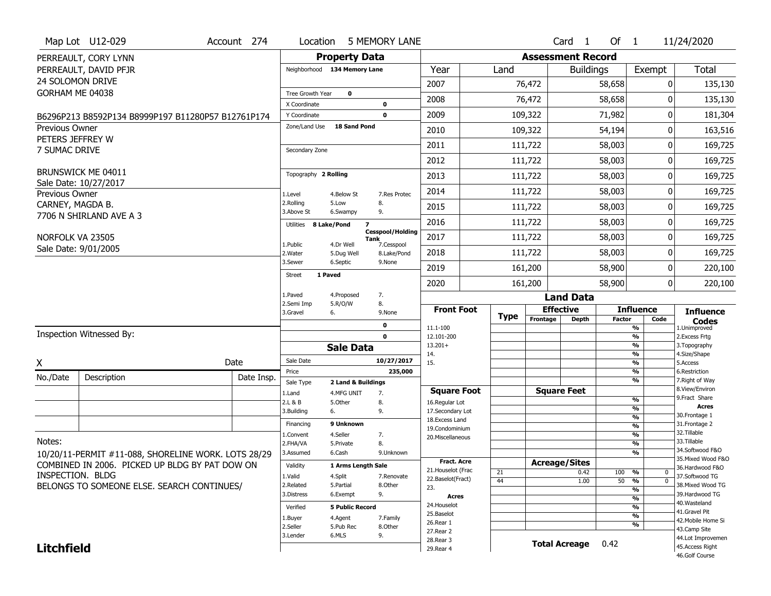Map Lot U12-029 | Account 274 | Location 5 MEMORY LANE | Card 1 Of 1 | 11/24/2020

PERREAULT, CORY LYNN
PERREAULT, DAVID PFJR
24 SOLOMON DRIVE
GORHAM ME 04038

B6296P213 B8592P134 B8999P197 B11280P57 B12761P174

Previous Owner
PETERS JEFFREY W
7 SUMAC DRIVE

BRUNSWICK ME 04011
Sale Date: 10/27/2017

Previous Owner
CARNEY, MAGDA B.
7706 N SHIRLAND AVE A 3

NORFOLK VA 23505
Sale Date: 9/01/2005

## Property Data

Neighborhood: 134 Memory Lane
Tree Growth Year: 0
X Coordinate: 0
Y Coordinate: 0
Zone/Land Use: 18 Sand Pond
Secondary Zone:
Topography: 2 Rolling

| | | |
|---|---|---|
| 1.Level | 4.Below St | 7.Res Protec |
| 2.Rolling | 5.Low | 8. |
| 3.Above St | 6.Swampy | 9. |

Utilities: 8 Lake/Pond, 7 Cesspool/Holding Tank

| | | |
|---|---|---|
| 1.Public | 4.Dr Well | 7.Cesspool |
| 2.Water | 5.Dug Well | 8.Lake/Pond |
| 3.Sewer | 6.Septic | 9.None |

Street: 1 Paved

| | | |
|---|---|---|
| 1.Paved | 4.Proposed | 7. |
| 2.Semi Imp | 5.R/O/W | 8. |
| 3.Gravel | 6. | 9.None |

0
0

## Sale Data

Sale Date: 10/27/2017
Price: 235,000
Sale Type: 2 Land & Buildings

| | | |
|---|---|---|
| 1.Land | 4.MFG UNIT | 7. |
| 2.L & B | 5.Other | 8. |
| 3.Building | 6. | 9. |

Financing: 9 Unknown

| | | |
|---|---|---|
| 1.Convent | 4.Seller | 7. |
| 2.FHA/VA | 5.Private | 8. |
| 3.Assumed | 6.Cash | 9.Unknown |

Validity: 1 Arms Length Sale

| | | |
|---|---|---|
| 1.Valid | 4.Split | 7.Renovate |
| 2.Related | 5.Partial | 8.Other |
| 3.Distress | 6.Exempt | 9. |

Verified: 5 Public Record

| | | |
|---|---|---|
| 1.Buyer | 4.Agent | 7.Family |
| 2.Seller | 5.Pub Rec | 8.Other |
| 3.Lender | 6.MLS | 9. |

## Assessment Record

| Year | Land | Buildings | Exempt | Total |
|---|---|---|---|---|
| 2007 | 76,472 | 58,658 | 0 | 135,130 |
| 2008 | 76,472 | 58,658 | 0 | 135,130 |
| 2009 | 109,322 | 71,982 | 0 | 181,304 |
| 2010 | 109,322 | 54,194 | 0 | 163,516 |
| 2011 | 111,722 | 58,003 | 0 | 169,725 |
| 2012 | 111,722 | 58,003 | 0 | 169,725 |
| 2013 | 111,722 | 58,003 | 0 | 169,725 |
| 2014 | 111,722 | 58,003 | 0 | 169,725 |
| 2015 | 111,722 | 58,003 | 0 | 169,725 |
| 2016 | 111,722 | 58,003 | 0 | 169,725 |
| 2017 | 111,722 | 58,003 | 0 | 169,725 |
| 2018 | 111,722 | 58,003 | 0 | 169,725 |
| 2019 | 161,200 | 58,900 | 0 | 220,100 |
| 2020 | 161,200 | 58,900 | 0 | 220,100 |

## Land Data

| Front Foot | Type | Effective Frontage | Effective Depth | Influence Factor | Influence Code |
|---|---|---|---|---|---|
| 11.1-100 | | | | % | |
| 12.101-200 | | | | % | |
| 13.201+ | | | | % | |
| 14. | | | | % | |
| 15. | | | | % | |
| | | | | % | |

| Square Foot | Square Feet | Influence Factor | Influence Code |
|---|---|---|---|
| 16.Regular Lot | | % | |
| 17.Secondary Lot | | % | |
| 18.Excess Land | | % | |
| 19.Condominium | | % | |
| 20.Miscellaneous | | % | |
| | | % | |
| | | % | |

| Fract. Acre / Acres | Type | Acreage/Sites | Influence Factor | Influence Code |
|---|---|---|---|---|
| 21.Houselot (Frac | 21 | 0.42 | 100 % | 0 |
| 22.Baselot(Fract) | 44 | 1.00 | 50 % | 0 |
| 23. | | | % | |
| 24.Houselot | | | % | |
| 25.Baselot | | | % | |
| 26.Rear 1 | | | % | |
| 27.Rear 2 | | | % | |
| 28.Rear 3 | | | | |
| 29.Rear 4 | | | | |

Total Acreage: 0.42

**Influence Codes**
1.Unimproved
2.Excess Frtg
3.Topography
4.Size/Shape
5.Access
6.Restriction
7.Right of Way
8.View/Environ
9.Fract Share

**Acres**
30.Frontage 1
31.Frontage 2
32.Tillable
33.Tillable
34.Softwood F&O
35.Mixed Wood F&O
36.Hardwood F&O
37.Softwood TG
38.Mixed Wood TG
39.Hardwood TG
40.Wasteland
41.Gravel Pit
42.Mobile Home Si
43.Camp Site
44.Lot Improvemen
45.Access Right
46.Golf Course

Inspection Witnessed By:

X ____________________ Date

| No./Date | Description | Date Insp. |
|---|---|---|
| | | |
| | | |
| | | |

Notes:
10/20/11-PERMIT #11-088, SHORELINE WORK. LOTS 28/29 COMBINED IN 2006. PICKED UP BLDG BY PAT DOW ON INSPECTION. BLDG
BELONGS TO SOMEONE ELSE. SEARCH CONTINUES/

**Litchfield**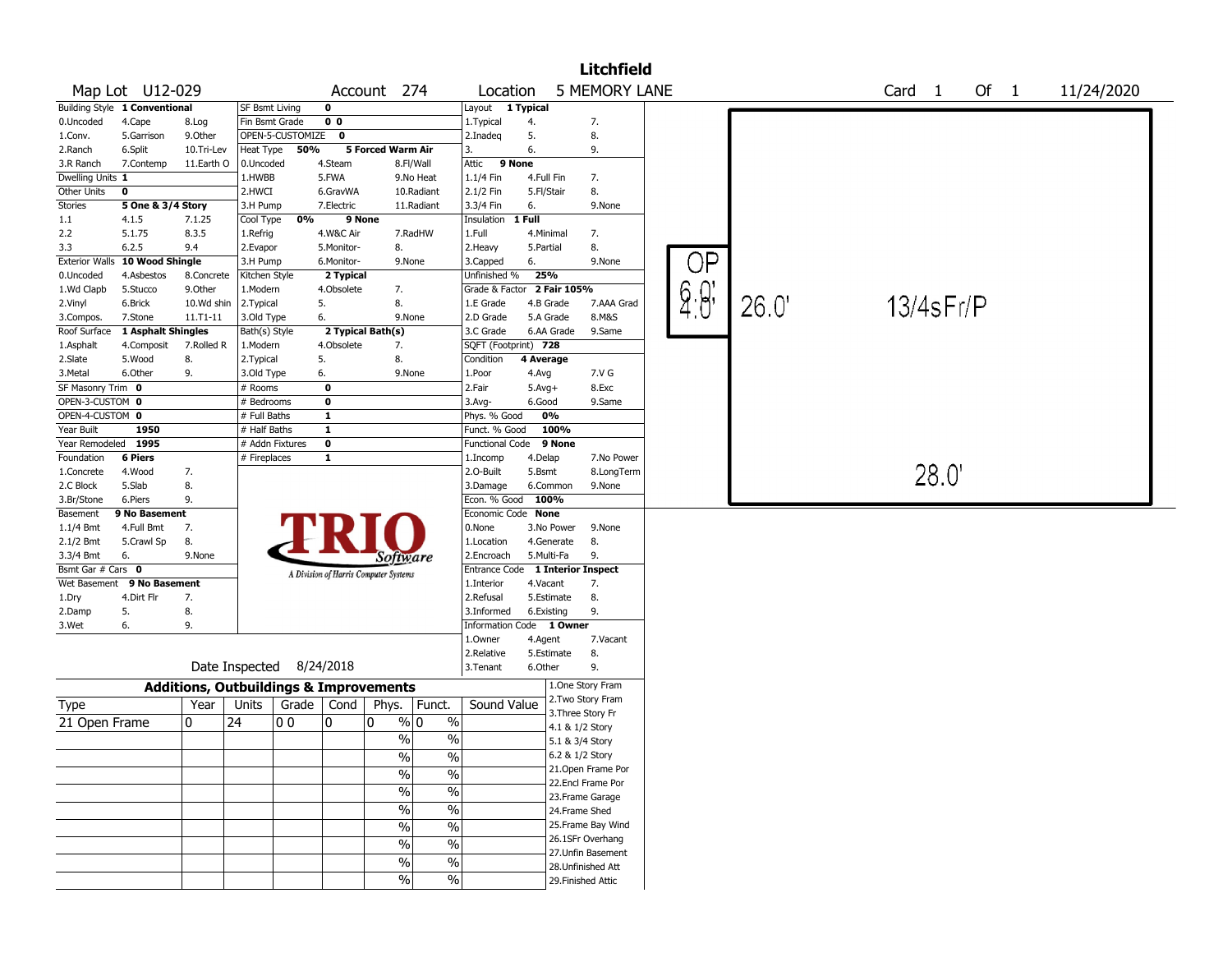# Litchfield

| Map Lot U12-029 | Account 274 | Location 5 MEMORY LANE | Card 1 Of 1 | 11/24/2020 |
|---|---|---|---|---|

| | | | | | | | | |
|---|---|---|---|---|---|---|---|---|
| Building Style **1 Conventional** | | | SF Bsmt Living **0** | | | Layout **1 Typical** | | |
| 0.Uncoded | 4.Cape | 8.Log | Fin Bsmt Grade **0 0** | | | 1.Typical | 4. | 7. |
| 1.Conv. | 5.Garrison | 9.Other | OPEN-5-CUSTOMIZE **0** | | | 2.Inadeq | 5. | 8. |
| 2.Ranch | 6.Split | 10.Tri-Lev | Heat Type **50%** | **5 Forced Warm Air** | | 3. | 6. | 9. |
| 3.R Ranch | 7.Contemp | 11.Earth O | 0.Uncoded | 4.Steam | 8.Fl/Wall | Attic **9 None** | | |
| Dwelling Units **1** | | | 1.HWBB | 5.FWA | 9.No Heat | 1.1/4 Fin | 4.Full Fin | 7. |
| Other Units **0** | | | 2.HWCI | 6.GravWA | 10.Radiant | 2.1/2 Fin | 5.Fl/Stair | 8. |
| Stories **5 One & 3/4 Story** | | | 3.H Pump | 7.Electric | 11.Radiant | 3.3/4 Fin | 6. | 9.None |
| 1.1 | 4.1.5 | 7.1.25 | Cool Type **0%** | **9 None** | | Insulation **1 Full** | | |
| 2.2 | 5.1.75 | 8.3.5 | 1.Refrig | 4.W&C Air | 7.RadHW | 1.Full | 4.Minimal | 7. |
| 3.3 | 6.2.5 | 9.4 | 2.Evapor | 5.Monitor- | 8. | 2.Heavy | 5.Partial | 8. |
| Exterior Walls **10 Wood Shingle** | | | 3.H Pump | 6.Monitor- | 9.None | 3.Capped | 6. | 9.None |
| 0.Uncoded | 4.Asbestos | 8.Concrete | Kitchen Style **2 Typical** | | | Unfinished % **25%** | | |
| 1.Wd Clapb | 5.Stucco | 9.Other | 1.Modern | 4.Obsolete | 7. | Grade & Factor **2 Fair 105%** | | |
| 2.Vinyl | 6.Brick | 10.Wd shin | 2.Typical | 5. | 8. | 1.E Grade | 4.B Grade | 7.AAA Grad |
| 3.Compos. | 7.Stone | 11.T1-11 | 3.Old Type | 6. | 9.None | 2.D Grade | 5.A Grade | 8.M&S |
| Roof Surface **1 Asphalt Shingles** | | | Bath(s) Style **2 Typical Bath(s)** | | | 3.C Grade | 6.AA Grade | 9.Same |
| 1.Asphalt | 4.Composit | 7.Rolled R | 1.Modern | 4.Obsolete | 7. | SQFT (Footprint) **728** | | |
| 2.Slate | 5.Wood | 8. | 2.Typical | 5. | 8. | Condition **4 Average** | | |
| 3.Metal | 6.Other | 9. | 3.Old Type | 6. | 9.None | 1.Poor | 4.Avg | 7.V G |
| SF Masonry Trim **0** | | | # Rooms **0** | | | 2.Fair | 5.Avg+ | 8.Exc |
| OPEN-3-CUSTOM **0** | | | # Bedrooms **0** | | | 3.Avg- | 6.Good | 9.Same |
| OPEN-4-CUSTOM **0** | | | # Full Baths **1** | | | Phys. % Good **0%** | | |
| Year Built **1950** | | | # Half Baths **1** | | | Funct. % Good **100%** | | |
| Year Remodeled **1995** | | | # Addn Fixtures **0** | | | Functional Code **9 None** | | |
| Foundation **6 Piers** | | | # Fireplaces **1** | | | 1.Incomp | 4.Delap | 7.No Power |
| 1.Concrete | 4.Wood | 7. | | | | 2.O-Built | 5.Bsmt | 8.LongTerm |
| 2.C Block | 5.Slab | 8. | | | | 3.Damage | 6.Common | 9.None |
| 3.Br/Stone | 6.Piers | 9. | | | | Econ. % Good **100%** | | |
| Basement **9 No Basement** | | | | | | Economic Code **None** | | |
| 1.1/4 Bmt | 4.Full Bmt | 7. | | | | 0.None | 3.No Power | 9.None |
| 2.1/2 Bmt | 5.Crawl Sp | 8. | | | | 1.Location | 4.Generate | 8. |
| 3.3/4 Bmt | 6. | 9.None | | | | 2.Encroach | 5.Multi-Fa | 9. |
| Bsmt Gar # Cars **0** | | | | | | Entrance Code **1 Interior Inspect** | | |
| Wet Basement **9 No Basement** | | | | | | 1.Interior | 4.Vacant | 7. |
| 1.Dry | 4.Dirt Flr | 7. | | | | 2.Refusal | 5.Estimate | 8. |
| 2.Damp | 5. | 8. | | | | 3.Informed | 6.Existing | 9. |
| 3.Wet | 6. | 9. | | | | Information Code **1 Owner** | | |
| | | | | | | 1.Owner | 4.Agent | 7.Vacant |
| | | | | | | 2.Relative | 5.Estimate | 8. |
| Date Inspected 8/24/2018 | | | | | | 3.Tenant | 6.Other | 9. |

TRIO Software — A Division of Harris Computer Systems

## Additions, Outbuildings & Improvements

| Type | Year | Units | Grade | Cond | Phys. | Funct. | Sound Value |
|---|---|---|---|---|---|---|---|
| 21 Open Frame | 0 | 24 | 0 0 | 0 | 0 % | 0 % | |
| | | | | | % | % | |
| | | | | | % | % | |
| | | | | | % | % | |
| | | | | | % | % | |
| | | | | | % | % | |
| | | | | | % | % | |
| | | | | | % | % | |
| | | | | | % | % | |
| | | | | | % | % | |

1.One Story Fram
2.Two Story Fram
3.Three Story Fr
4.1 & 1/2 Story
5.1 & 3/4 Story
6.2 & 1/2 Story
21.Open Frame Por
22.Encl Frame Por
23.Frame Garage
24.Frame Shed
25.Frame Bay Wind
26.1SFr Overhang
27.Unfin Basement
28.Unfinished Att
29.Finished Attic

OP
6.0'
4.0'
26.0'
13/4sFr/P
28.0'